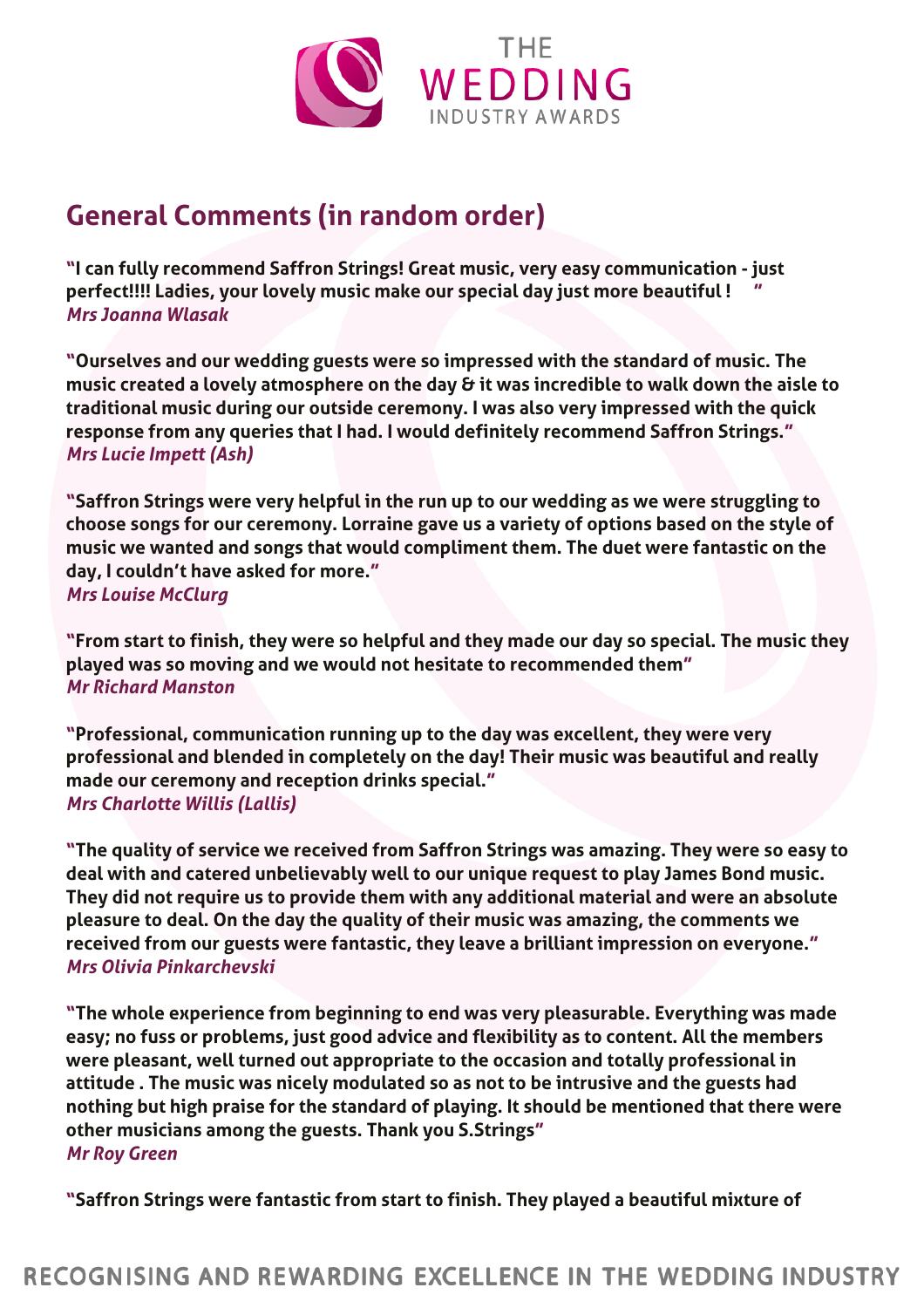## General Comments (in random order)

**"I can fully recommend Saffron Strings! Great music, very easy communication - just perfect!!!! Ladies, your lovely music make our special day just more beautiful ! "**
*Mrs Joanna Wlasak*

**"Ourselves and our wedding guests were so impressed with the standard of music. The music created a lovely atmosphere on the day & it was incredible to walk down the aisle to traditional music during our outside ceremony. I was also very impressed with the quick response from any queries that I had. I would definitely recommend Saffron Strings."**
*Mrs Lucie Impett (Ash)*

**"Saffron Strings were very helpful in the run up to our wedding as we were struggling to choose songs for our ceremony. Lorraine gave us a variety of options based on the style of music we wanted and songs that would compliment them. The duet were fantastic on the day, I couldn't have asked for more."**
*Mrs Louise McClurg*

**"From start to finish, they were so helpful and they made our day so special. The music they played was so moving and we would not hesitate to recommended them"**
*Mr Richard Manston*

**"Professional, communication running up to the day was excellent, they were very professional and blended in completely on the day! Their music was beautiful and really made our ceremony and reception drinks special."**
*Mrs Charlotte Willis (Lallis)*

**"The quality of service we received from Saffron Strings was amazing. They were so easy to deal with and catered unbelievably well to our unique request to play James Bond music. They did not require us to provide them with any additional material and were an absolute pleasure to deal. On the day the quality of their music was amazing, the comments we received from our guests were fantastic, they leave a brilliant impression on everyone."**
*Mrs Olivia Pinkarchevski*

**"The whole experience from beginning to end was very pleasurable. Everything was made easy; no fuss or problems, just good advice and flexibility as to content. All the members were pleasant, well turned out appropriate to the occasion and totally professional in attitude . The music was nicely modulated so as not to be intrusive and the guests had nothing but high praise for the standard of playing. It should be mentioned that there were other musicians among the guests. Thank you S.Strings"**
*Mr Roy Green*

**"Saffron Strings were fantastic from start to finish. They played a beautiful mixture of**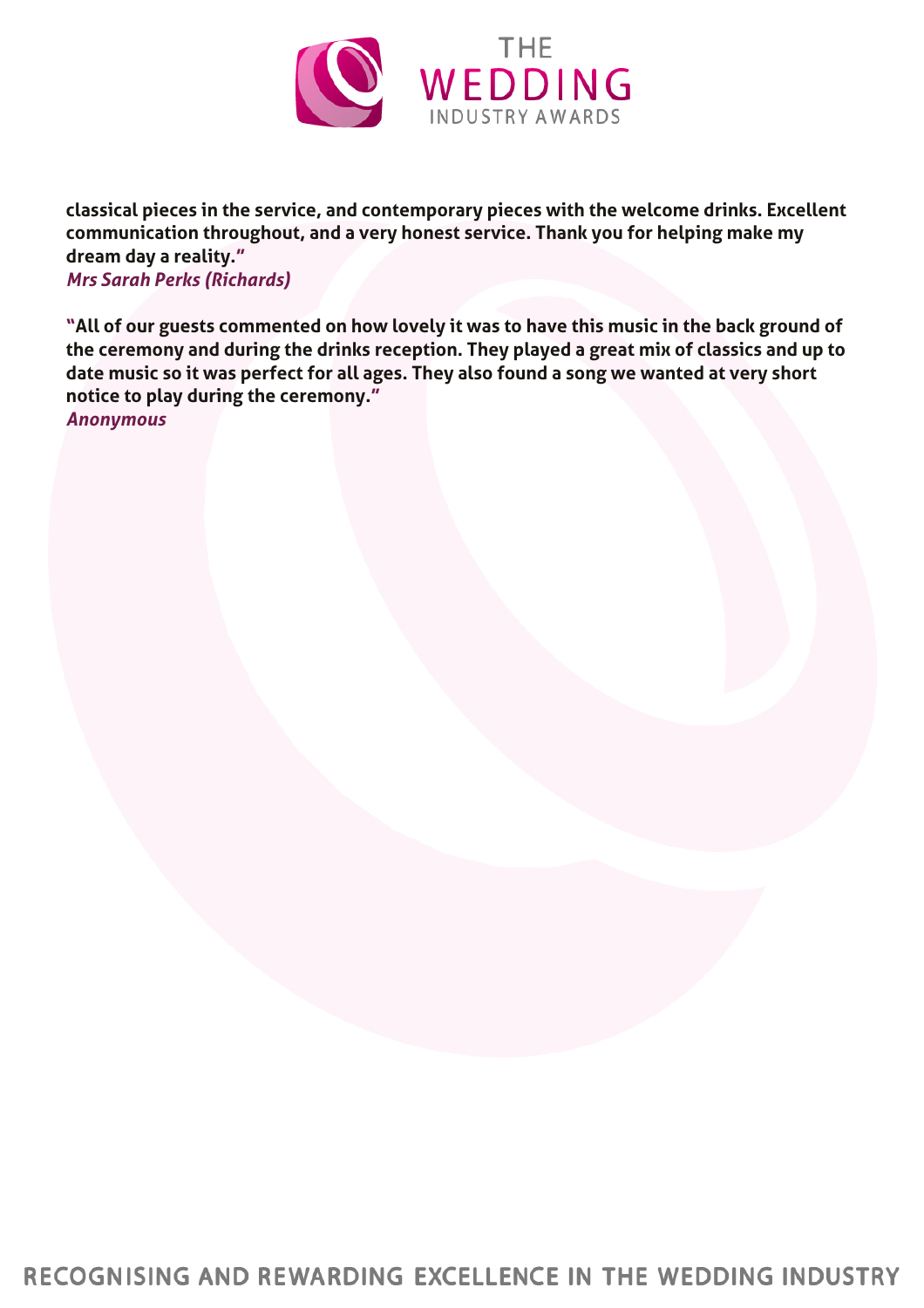**classical pieces in the service, and contemporary pieces with the welcome drinks. Excellent communication throughout, and a very honest service. Thank you for helping make my dream day a reality."**

***Mrs Sarah Perks (Richards)***

**"All of our guests commented on how lovely it was to have this music in the back ground of the ceremony and during the drinks reception. They played a great mix of classics and up to date music so it was perfect for all ages. They also found a song we wanted at very short notice to play during the ceremony."**

***Anonymous***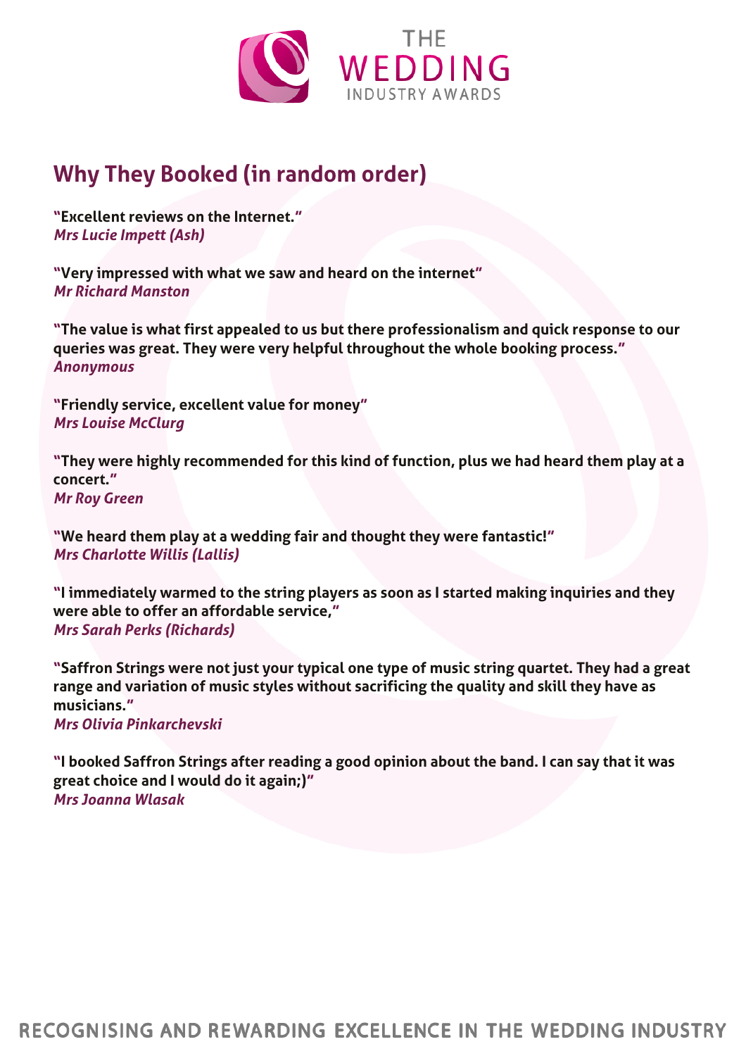## Why They Booked (in random order)

**"Excellent reviews on the Internet."**
*Mrs Lucie Impett (Ash)*

**"Very impressed with what we saw and heard on the internet"**
*Mr Richard Manston*

**"The value is what first appealed to us but there professionalism and quick response to our queries was great. They were very helpful throughout the whole booking process."**
*Anonymous*

**"Friendly service, excellent value for money"**
*Mrs Louise McClurg*

**"They were highly recommended for this kind of function, plus we had heard them play at a concert."**
*Mr Roy Green*

**"We heard them play at a wedding fair and thought they were fantastic!"**
*Mrs Charlotte Willis (Lallis)*

**"I immediately warmed to the string players as soon as I started making inquiries and they were able to offer an affordable service,"**
*Mrs Sarah Perks (Richards)*

**"Saffron Strings were not just your typical one type of music string quartet. They had a great range and variation of music styles without sacrificing the quality and skill they have as musicians."**
*Mrs Olivia Pinkarchevski*

**"I booked Saffron Strings after reading a good opinion about the band. I can say that it was great choice and I would do it again;)"**
*Mrs Joanna Wlasak*